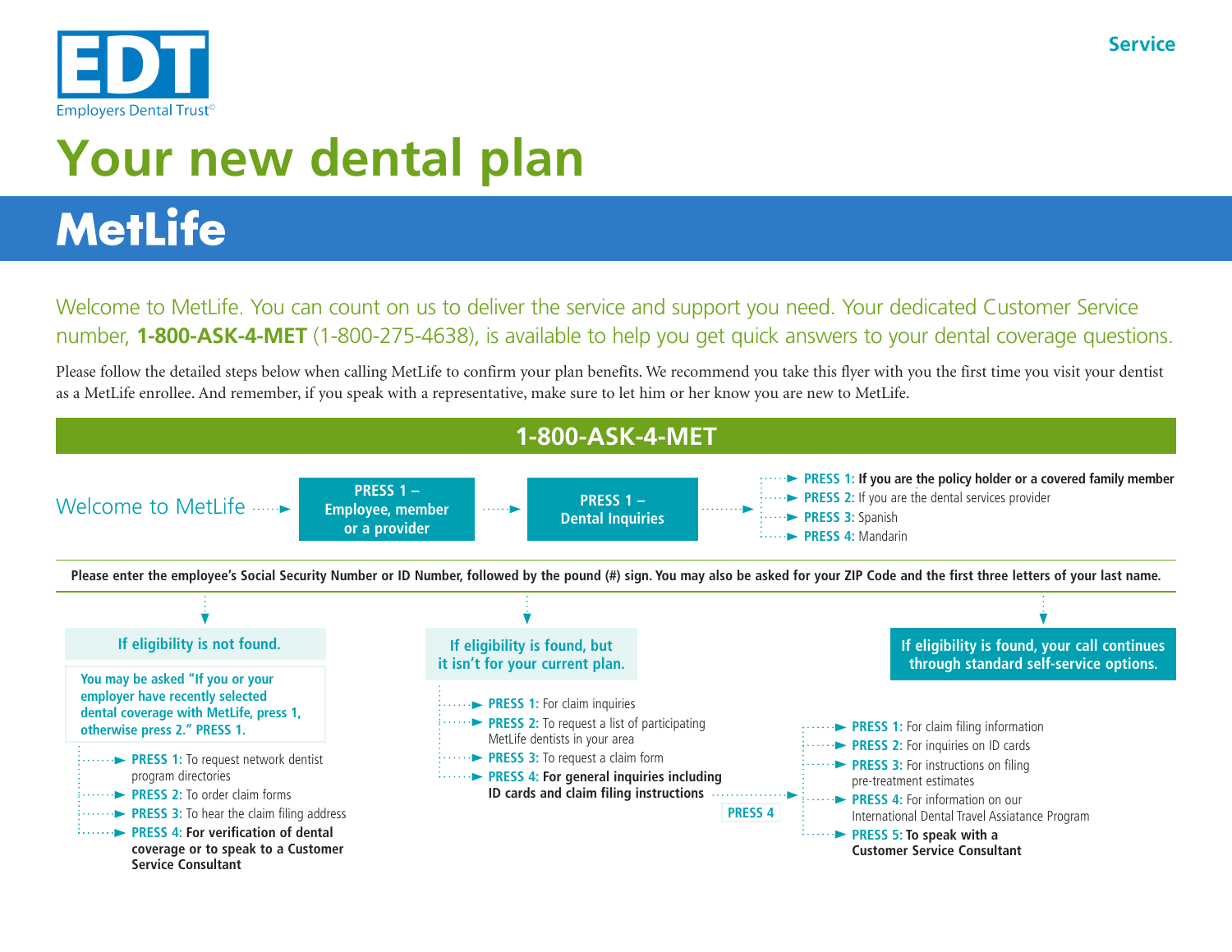EDT
Employers Dental Trust©

Service

# Your new dental plan

## MetLife

Welcome to MetLife. You can count on us to deliver the service and support you need. Your dedicated Customer Service number, **1-800-ASK-4-MET** (1-800-275-4638), is available to help you get quick answers to your dental coverage questions.

Please follow the detailed steps below when calling MetLife to confirm your plan benefits. We recommend you take this flyer with you the first time you visit your dentist as a MetLife enrollee. And remember, if you speak with a representative, make sure to let him or her know you are new to MetLife.

### 1-800-ASK-4-MET

Welcome to MetLife → **PRESS 1 – Employee, member or a provider** → **PRESS 1 – Dental Inquiries** →

- **PRESS 1:** **If you are the policy holder or a covered family member**
- **PRESS 2:** If you are the dental services provider
- **PRESS 3:** Spanish
- **PRESS 4:** Mandarin

**Please enter the employee's Social Security Number or ID Number, followed by the pound (#) sign. You may also be asked for your ZIP Code and the first three letters of your last name.**

#### If eligibility is not found.

**You may be asked "If you or your employer have recently selected dental coverage with MetLife, press 1, otherwise press 2." PRESS 1.**

- **PRESS 1:** To request network dentist program directories
- **PRESS 2:** To order claim forms
- **PRESS 3:** To hear the claim filing address
- **PRESS 4:** **For verification of dental coverage or to speak to a Customer Service Consultant**

#### If eligibility is found, but it isn't for your current plan.

- **PRESS 1:** For claim inquiries
- **PRESS 2:** To request a list of participating MetLife dentists in your area
- **PRESS 3:** To request a claim form
- **PRESS 4:** **For general inquiries including ID cards and claim filing instructions** → PRESS 4

#### If eligibility is found, your call continues through standard self-service options.

- **PRESS 1:** For claim filing information
- **PRESS 2:** For inquiries on ID cards
- **PRESS 3:** For instructions on filing pre-treatment estimates
- **PRESS 4:** For information on our International Dental Travel Assiatance Program
- **PRESS 5:** **To speak with a Customer Service Consultant**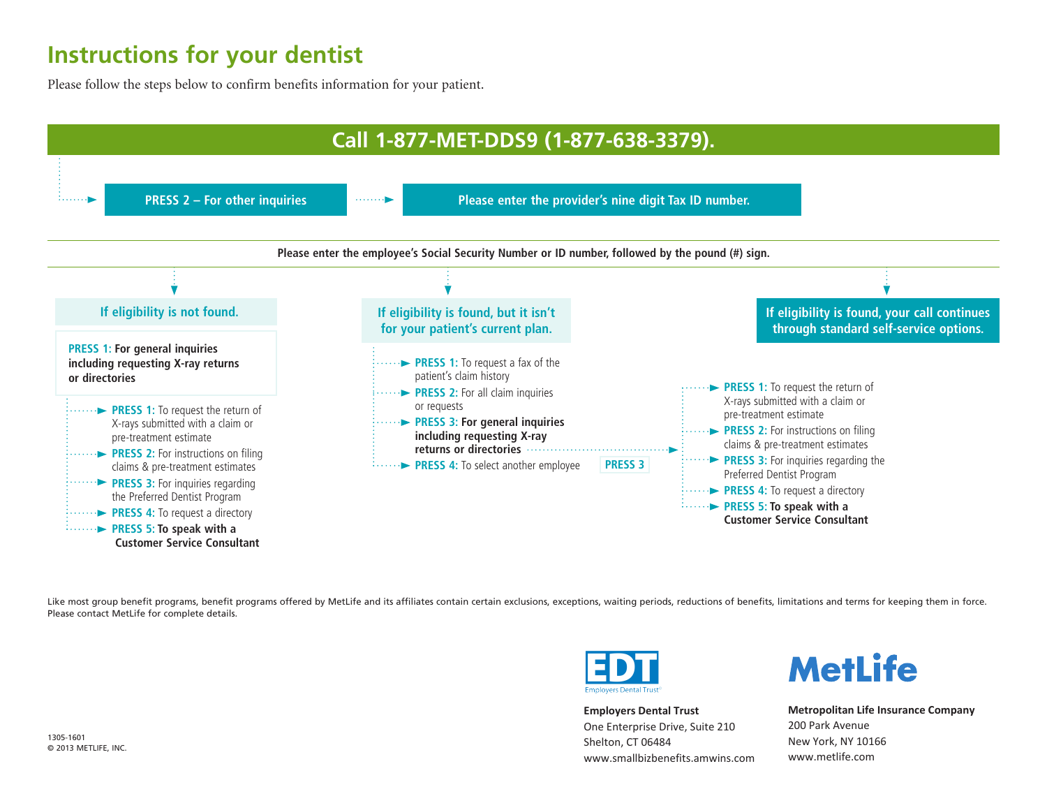# Instructions for your dentist

Please follow the steps below to confirm benefits information for your patient.

## Call 1-877-MET-DDS9 (1-877-638-3379).

**PRESS 2 – For other inquiries** → **Please enter the provider's nine digit Tax ID number.**

**Please enter the employee's Social Security Number or ID number, followed by the pound (#) sign.**

### If eligibility is not found.

**PRESS 1: For general inquiries including requesting X-ray returns or directories**

- **PRESS 1:** To request the return of X-rays submitted with a claim or pre-treatment estimate
- **PRESS 2:** For instructions on filing claims & pre-treatment estimates
- **PRESS 3:** For inquiries regarding the Preferred Dentist Program
- **PRESS 4:** To request a directory
- **PRESS 5: To speak with a Customer Service Consultant**

### If eligibility is found, but it isn't for your patient's current plan.

- **PRESS 1:** To request a fax of the patient's claim history
- **PRESS 2:** For all claim inquiries or requests
- **PRESS 3: For general inquiries including requesting X-ray returns or directories**
- **PRESS 4:** To select another employee

PRESS 3

### If eligibility is found, your call continues through standard self-service options.

- **PRESS 1:** To request the return of X-rays submitted with a claim or pre-treatment estimate
- **PRESS 2:** For instructions on filing claims & pre-treatment estimates
- **PRESS 3:** For inquiries regarding the Preferred Dentist Program
- **PRESS 4:** To request a directory
- **PRESS 5: To speak with a Customer Service Consultant**

Like most group benefit programs, benefit programs offered by MetLife and its affiliates contain certain exclusions, exceptions, waiting periods, reductions of benefits, limitations and terms for keeping them in force. Please contact MetLife for complete details.

EDT Employers Dental Trust

**Employers Dental Trust**
One Enterprise Drive, Suite 210
Shelton, CT 06484
www.smallbizbenefits.amwins.com

MetLife

**Metropolitan Life Insurance Company**
200 Park Avenue
New York, NY 10166
www.metlife.com

1305-1601
© 2013 METLIFE, INC.